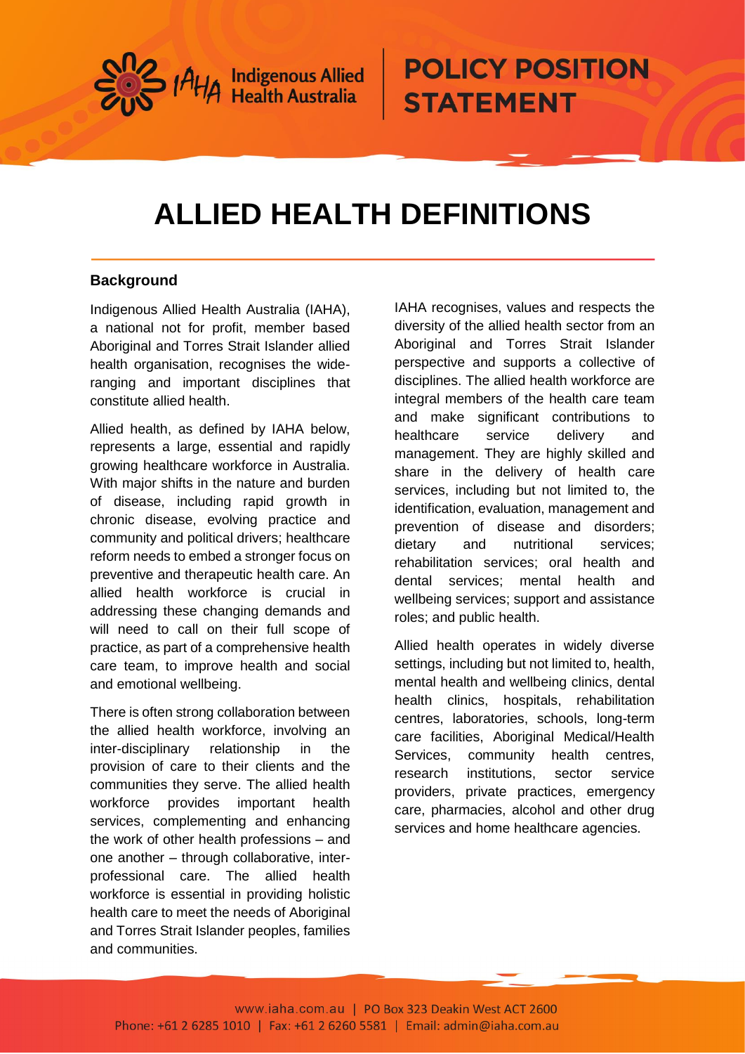# POLICY POSITION STATEMENT

# ALLIED HEALTH DEFINITIONS

## Background

Indigenous Allied Health Australia (IAHA), a national not for profit, member based Aboriginal and Torres Strait Islander allied health organisation, recognises the wide-ranging and important disciplines that constitute allied health.

Allied health, as defined by IAHA below, represents a large, essential and rapidly growing healthcare workforce in Australia. With major shifts in the nature and burden of disease, including rapid growth in chronic disease, evolving practice and community and political drivers; healthcare reform needs to embed a stronger focus on preventive and therapeutic health care. An allied health workforce is crucial in addressing these changing demands and will need to call on their full scope of practice, as part of a comprehensive health care team, to improve health and social and emotional wellbeing.

There is often strong collaboration between the allied health workforce, involving an inter-disciplinary relationship in the provision of care to their clients and the communities they serve. The allied health workforce provides important health services, complementing and enhancing the work of other health professions – and one another – through collaborative, inter-professional care. The allied health workforce is essential in providing holistic health care to meet the needs of Aboriginal and Torres Strait Islander peoples, families and communities.

IAHA recognises, values and respects the diversity of the allied health sector from an Aboriginal and Torres Strait Islander perspective and supports a collective of disciplines. The allied health workforce are integral members of the health care team and make significant contributions to healthcare service delivery and management. They are highly skilled and share in the delivery of health care services, including but not limited to, the identification, evaluation, management and prevention of disease and disorders; dietary and nutritional services; rehabilitation services; oral health and dental services; mental health and wellbeing services; support and assistance roles; and public health.

Allied health operates in widely diverse settings, including but not limited to, health, mental health and wellbeing clinics, dental health clinics, hospitals, rehabilitation centres, laboratories, schools, long-term care facilities, Aboriginal Medical/Health Services, community health centres, research institutions, sector service providers, private practices, emergency care, pharmacies, alcohol and other drug services and home healthcare agencies.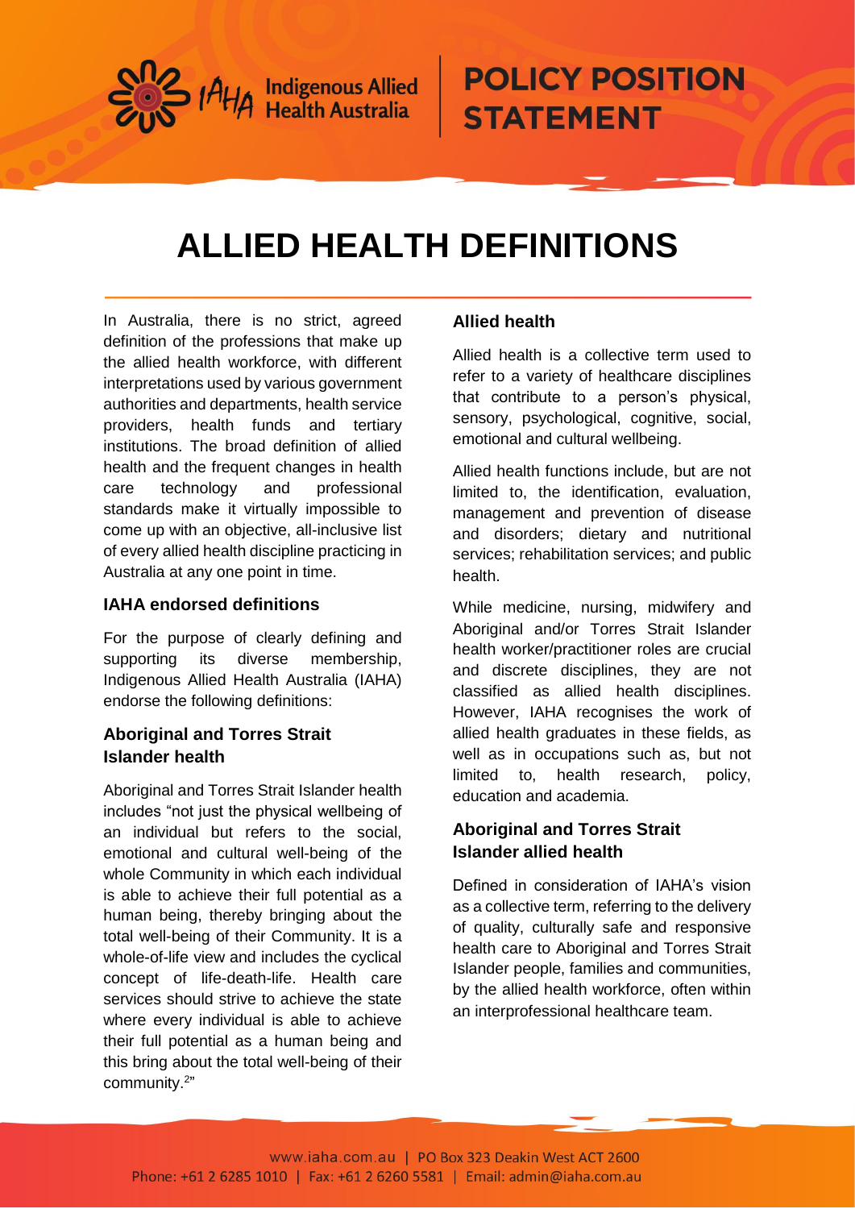# ALLIED HEALTH DEFINITIONS

In Australia, there is no strict, agreed definition of the professions that make up the allied health workforce, with different interpretations used by various government authorities and departments, health service providers, health funds and tertiary institutions. The broad definition of allied health and the frequent changes in health care technology and professional standards make it virtually impossible to come up with an objective, all-inclusive list of every allied health discipline practicing in Australia at any one point in time.

### IAHA endorsed definitions

For the purpose of clearly defining and supporting its diverse membership, Indigenous Allied Health Australia (IAHA) endorse the following definitions:

### Aboriginal and Torres Strait Islander health

Aboriginal and Torres Strait Islander health includes "not just the physical wellbeing of an individual but refers to the social, emotional and cultural well-being of the whole Community in which each individual is able to achieve their full potential as a human being, thereby bringing about the total well-being of their Community. It is a whole-of-life view and includes the cyclical concept of life-death-life. Health care services should strive to achieve the state where every individual is able to achieve their full potential as a human being and this bring about the total well-being of their community.[2]"

### Allied health

Allied health is a collective term used to refer to a variety of healthcare disciplines that contribute to a person's physical, sensory, psychological, cognitive, social, emotional and cultural wellbeing.

Allied health functions include, but are not limited to, the identification, evaluation, management and prevention of disease and disorders; dietary and nutritional services; rehabilitation services; and public health.

While medicine, nursing, midwifery and Aboriginal and/or Torres Strait Islander health worker/practitioner roles are crucial and discrete disciplines, they are not classified as allied health disciplines. However, IAHA recognises the work of allied health graduates in these fields, as well as in occupations such as, but not limited to, health research, policy, education and academia.

### Aboriginal and Torres Strait Islander allied health

Defined in consideration of IAHA's vision as a collective term, referring to the delivery of quality, culturally safe and responsive health care to Aboriginal and Torres Strait Islander people, families and communities, by the allied health workforce, often within an interprofessional healthcare team.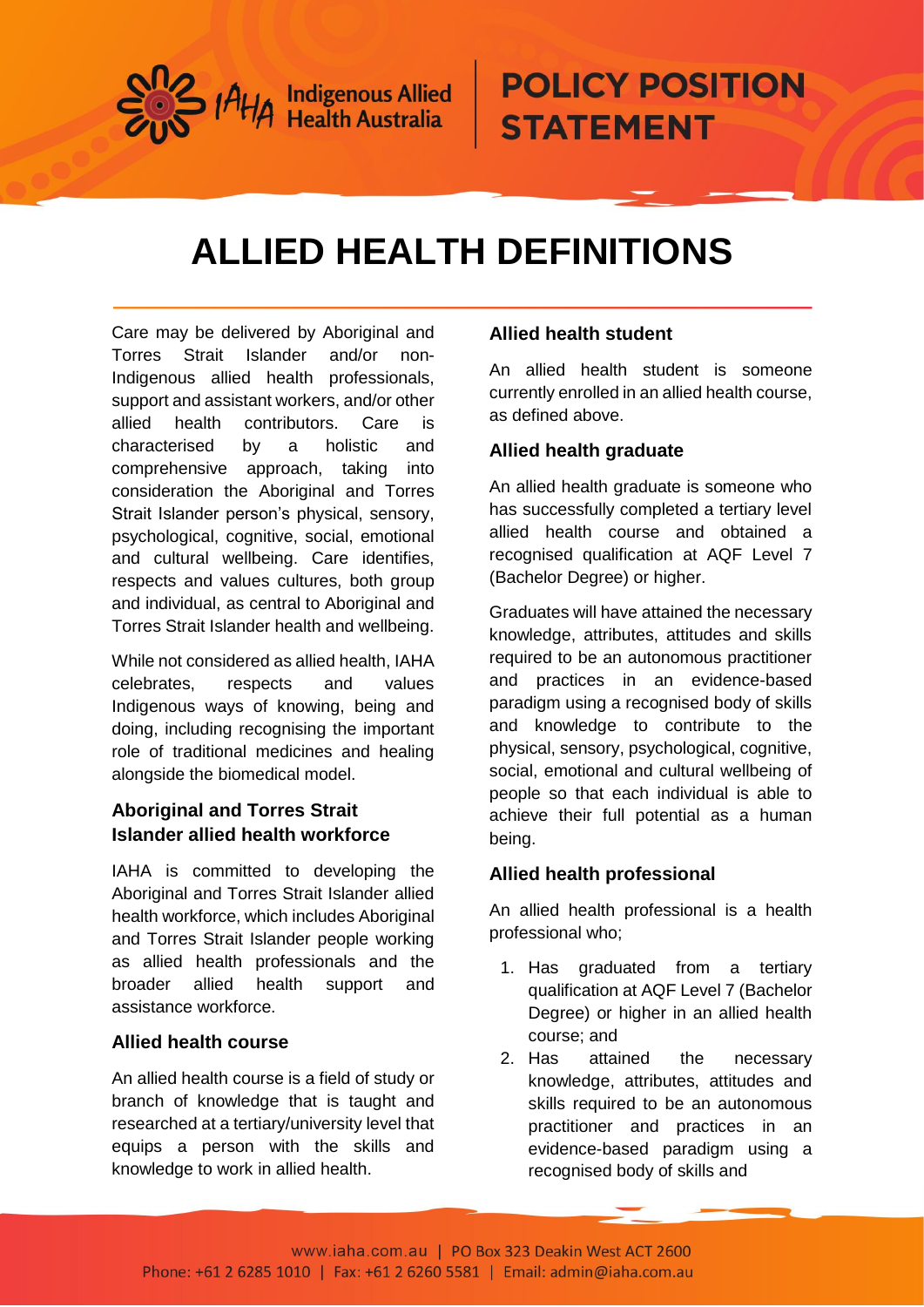# ALLIED HEALTH DEFINITIONS

Care may be delivered by Aboriginal and Torres Strait Islander and/or non-Indigenous allied health professionals, support and assistant workers, and/or other allied health contributors. Care is characterised by a holistic and comprehensive approach, taking into consideration the Aboriginal and Torres Strait Islander person's physical, sensory, psychological, cognitive, social, emotional and cultural wellbeing. Care identifies, respects and values cultures, both group and individual, as central to Aboriginal and Torres Strait Islander health and wellbeing.

While not considered as allied health, IAHA celebrates, respects and values Indigenous ways of knowing, being and doing, including recognising the important role of traditional medicines and healing alongside the biomedical model.

### Aboriginal and Torres Strait Islander allied health workforce

IAHA is committed to developing the Aboriginal and Torres Strait Islander allied health workforce, which includes Aboriginal and Torres Strait Islander people working as allied health professionals and the broader allied health support and assistance workforce.

### Allied health course

An allied health course is a field of study or branch of knowledge that is taught and researched at a tertiary/university level that equips a person with the skills and knowledge to work in allied health.

### Allied health student

An allied health student is someone currently enrolled in an allied health course, as defined above.

### Allied health graduate

An allied health graduate is someone who has successfully completed a tertiary level allied health course and obtained a recognised qualification at AQF Level 7 (Bachelor Degree) or higher.

Graduates will have attained the necessary knowledge, attributes, attitudes and skills required to be an autonomous practitioner and practices in an evidence-based paradigm using a recognised body of skills and knowledge to contribute to the physical, sensory, psychological, cognitive, social, emotional and cultural wellbeing of people so that each individual is able to achieve their full potential as a human being.

### Allied health professional

An allied health professional is a health professional who;

1. Has graduated from a tertiary qualification at AQF Level 7 (Bachelor Degree) or higher in an allied health course; and
2. Has attained the necessary knowledge, attributes, attitudes and skills required to be an autonomous practitioner and practices in an evidence-based paradigm using a recognised body of skills and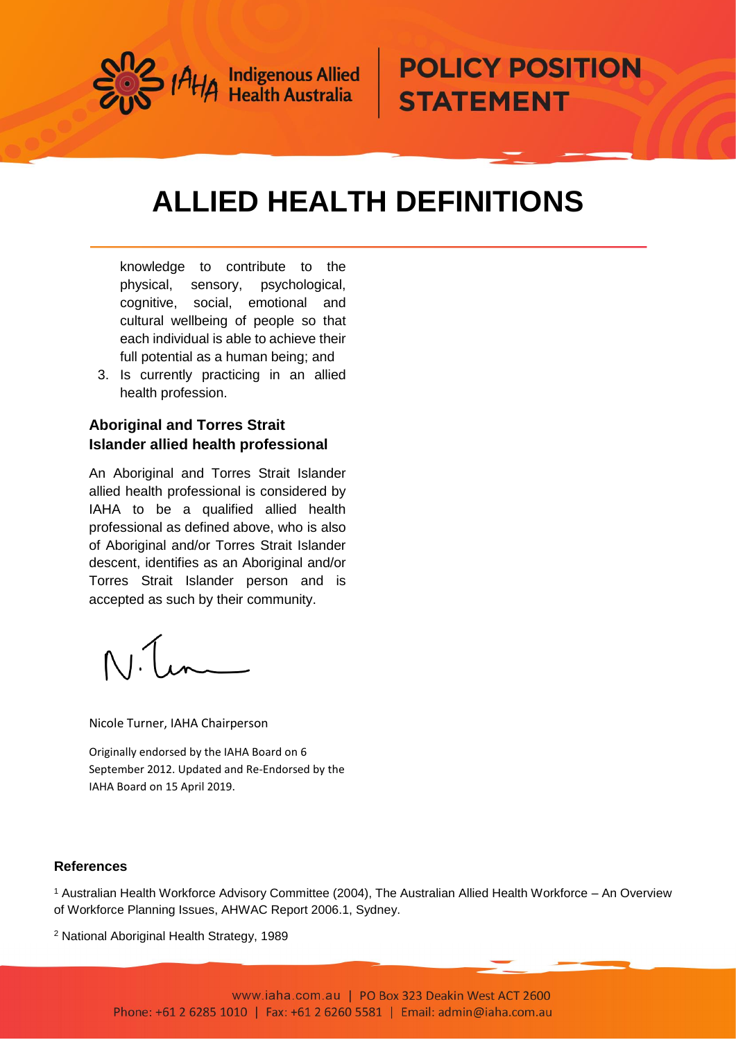# ALLIED HEALTH DEFINITIONS

knowledge to contribute to the physical, sensory, psychological, cognitive, social, emotional and cultural wellbeing of people so that each individual is able to achieve their full potential as a human being; and

3. Is currently practicing in an allied health profession.

### Aboriginal and Torres Strait Islander allied health professional

An Aboriginal and Torres Strait Islander allied health professional is considered by IAHA to be a qualified allied health professional as defined above, who is also of Aboriginal and/or Torres Strait Islander descent, identifies as an Aboriginal and/or Torres Strait Islander person and is accepted as such by their community.

Nicole Turner, IAHA Chairperson

Originally endorsed by the IAHA Board on 6 September 2012. Updated and Re-Endorsed by the IAHA Board on 15 April 2019.

### References

[1] Australian Health Workforce Advisory Committee (2004), The Australian Allied Health Workforce – An Overview of Workforce Planning Issues, AHWAC Report 2006.1, Sydney.

[2] National Aboriginal Health Strategy, 1989